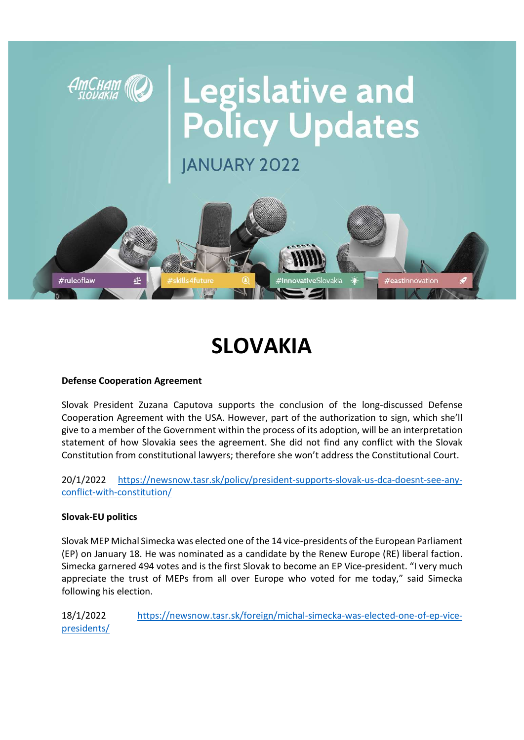# Legislative and Policy Updates

JANUARY 2022

#ruleoflaw #skills4future #InnovativeSlovakia #eastinnovation

# SLOVAKIA

**Defense Cooperation Agreement**

Slovak President Zuzana Caputova supports the conclusion of the long-discussed Defense Cooperation Agreement with the USA. However, part of the authorization to sign, which she'll give to a member of the Government within the process of its adoption, will be an interpretation statement of how Slovakia sees the agreement. She did not find any conflict with the Slovak Constitution from constitutional lawyers; therefore she won't address the Constitutional Court.

20/1/2022 https://newsnow.tasr.sk/policy/president-supports-slovak-us-dca-doesnt-see-any-conflict-with-constitution/

**Slovak-EU politics**

Slovak MEP Michal Simecka was elected one of the 14 vice-presidents of the European Parliament (EP) on January 18. He was nominated as a candidate by the Renew Europe (RE) liberal faction. Simecka garnered 494 votes and is the first Slovak to become an EP Vice-president. "I very much appreciate the trust of MEPs from all over Europe who voted for me today," said Simecka following his election.

18/1/2022 https://newsnow.tasr.sk/foreign/michal-simecka-was-elected-one-of-ep-vice-presidents/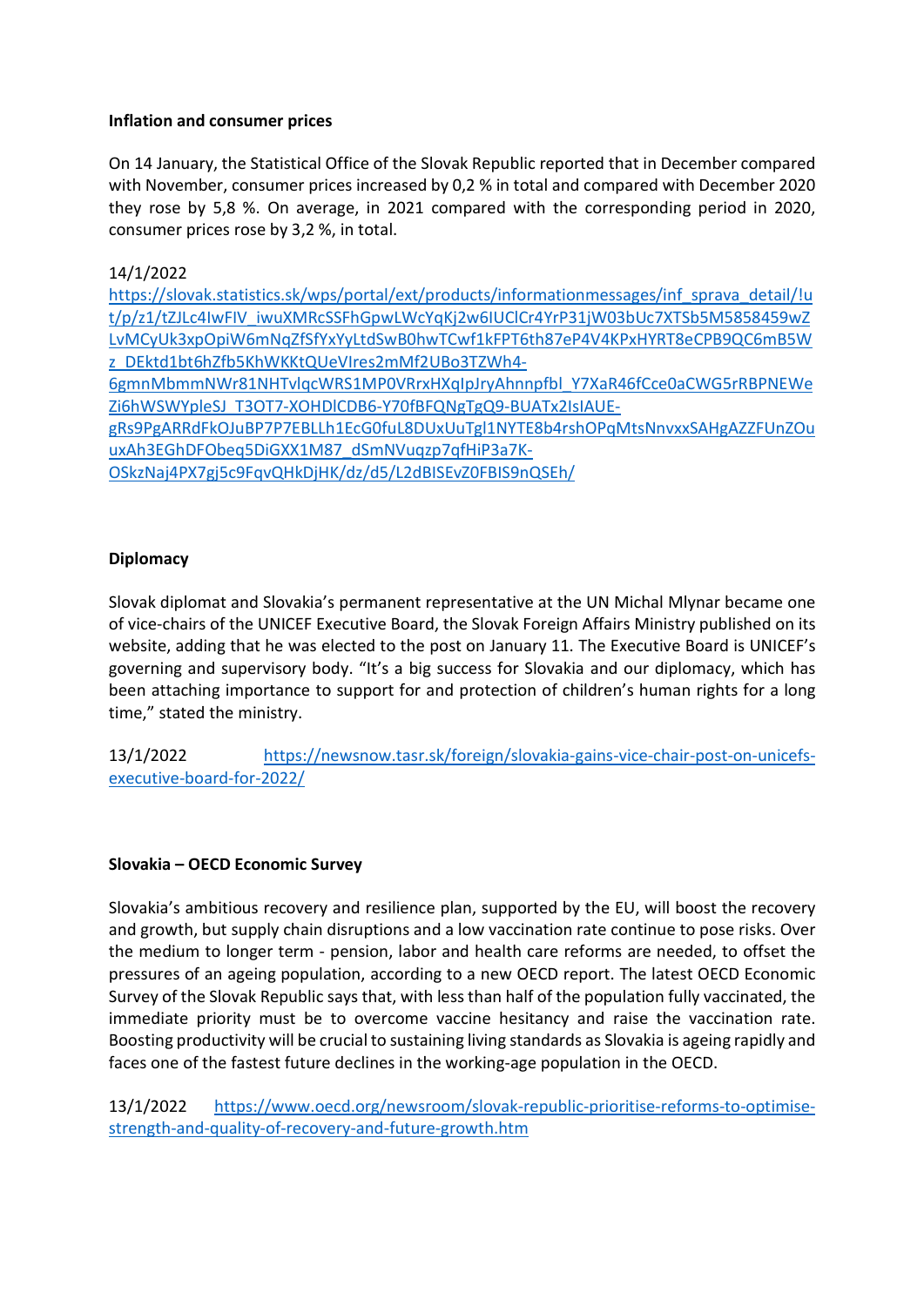**Inflation and consumer prices**

On 14 January, the Statistical Office of the Slovak Republic reported that in December compared with November, consumer prices increased by 0,2 % in total and compared with December 2020 they rose by 5,8 %. On average, in 2021 compared with the corresponding period in 2020, consumer prices rose by 3,2 %, in total.

14/1/2022
https://slovak.statistics.sk/wps/portal/ext/products/informationmessages/inf_sprava_detail/!ut/p/z1/tZJLc4IwFIV_iwuXMRcSSFhGpwLWcYqKj2w6IUClCr4YrP31jW03bUc7XTSb5M5858459wZLvMCyUk3xpOpiW6mNqZfSfYxYyLtdSwB0hwTCwf1kFPT6th87eP4V4KPxHYRT8eCPB9QC6mB5Wz_DEktd1bt6hZfb5KhWKKtQUeVIres2mMf2UBo3TZWh4-6gmnMbmmNWr81NHTvlqcWRS1MP0VRrxHXqIpJryAhnnpfbl_Y7XaR46fCce0aCWG5rRBPNEWeZi6hWSWYpleSJ_T3OT7-XOHDlCDB6-Y70fBFQNgTgQ9-BUATx2IsIAUE-gRs9PgARRdFkOJuBP7P7EBLLh1EcG0fuL8DUxUuTgl1NYTE8b4rshOPqMtsNnvxxSAHgAZZFUnZOuuxAh3EGhDFObeq5DiGXX1M87_dSmNVuqzp7qfHiP3a7K-OSkzNaj4PX7gj5c9FqvQHkDjHK/dz/d5/L2dBISEvZ0FBIS9nQSEh/

**Diplomacy**

Slovak diplomat and Slovakia's permanent representative at the UN Michal Mlynar became one of vice-chairs of the UNICEF Executive Board, the Slovak Foreign Affairs Ministry published on its website, adding that he was elected to the post on January 11. The Executive Board is UNICEF's governing and supervisory body. "It's a big success for Slovakia and our diplomacy, which has been attaching importance to support for and protection of children's human rights for a long time," stated the ministry.

13/1/2022 https://newsnow.tasr.sk/foreign/slovakia-gains-vice-chair-post-on-unicefs-executive-board-for-2022/

**Slovakia – OECD Economic Survey**

Slovakia's ambitious recovery and resilience plan, supported by the EU, will boost the recovery and growth, but supply chain disruptions and a low vaccination rate continue to pose risks. Over the medium to longer term - pension, labor and health care reforms are needed, to offset the pressures of an ageing population, according to a new OECD report. The latest OECD Economic Survey of the Slovak Republic says that, with less than half of the population fully vaccinated, the immediate priority must be to overcome vaccine hesitancy and raise the vaccination rate. Boosting productivity will be crucial to sustaining living standards as Slovakia is ageing rapidly and faces one of the fastest future declines in the working-age population in the OECD.

13/1/2022 https://www.oecd.org/newsroom/slovak-republic-prioritise-reforms-to-optimise-strength-and-quality-of-recovery-and-future-growth.htm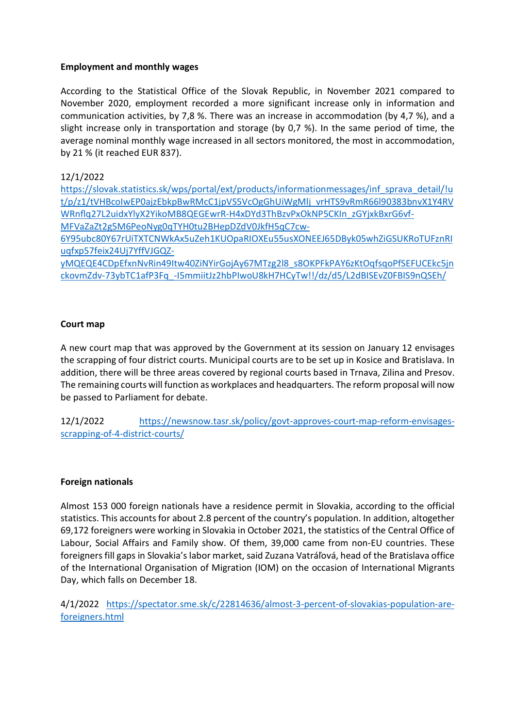**Employment and monthly wages**

According to the Statistical Office of the Slovak Republic, in November 2021 compared to November 2020, employment recorded a more significant increase only in information and communication activities, by 7,8 %. There was an increase in accommodation (by 4,7 %), and a slight increase only in transportation and storage (by 0,7 %). In the same period of time, the average nominal monthly wage increased in all sectors monitored, the most in accommodation, by 21 % (it reached EUR 837).

12/1/2022
https://slovak.statistics.sk/wps/portal/ext/products/informationmessages/inf_sprava_detail/!ut/p/z1/tVHBcoIwEP0ajzEbkpBwRMcC1jpVS5VcOgGhUiWgMlj_vrHTS9vRmR66l90383bnvX1Y4RVWRnflq27L2uidxYlyX2YikoMB8QEGEwrR-H4xDYd3ThBzvPxOkNP5CKIn_zGYjxkBxrG6vf-MFVaZaZt2g5M6PeoNyg0qTYH0tu2BHepDZdV0JkfH5qC7cw-6Y95ubc80Y67rUiTXTCNWkAx5uZeh1KUOpaRIOXEu55usXONEEJ65DByk05whZiGSUKRoTUFznRIuqfxp57feix24Uj7YffVJGQZ-yMQEQE4CDpEfxnNvRin49Itw40ZiNYirGojAy67MTzg2l8_s8OKPFkPAY6zKtOqfsqoPfSEFUCEkc5jnckovmZdv-73ybTC1afP3Fq_-I5mmiitJz2hbPIwoU8kH7HCyTw!!/dz/d5/L2dBISEvZ0FBIS9nQSEh/

**Court map**

A new court map that was approved by the Government at its session on January 12 envisages the scrapping of four district courts. Municipal courts are to be set up in Kosice and Bratislava. In addition, there will be three areas covered by regional courts based in Trnava, Zilina and Presov. The remaining courts will function as workplaces and headquarters. The reform proposal will now be passed to Parliament for debate.

12/1/2022 https://newsnow.tasr.sk/policy/govt-approves-court-map-reform-envisages-scrapping-of-4-district-courts/

**Foreign nationals**

Almost 153 000 foreign nationals have a residence permit in Slovakia, according to the official statistics. This accounts for about 2.8 percent of the country's population. In addition, altogether 69,172 foreigners were working in Slovakia in October 2021, the statistics of the Central Office of Labour, Social Affairs and Family show. Of them, 39,000 came from non-EU countries. These foreigners fill gaps in Slovakia's labor market, said Zuzana Vatráľová, head of the Bratislava office of the International Organisation of Migration (IOM) on the occasion of International Migrants Day, which falls on December 18.

4/1/2022 https://spectator.sme.sk/c/22814636/almost-3-percent-of-slovakias-population-are-foreigners.html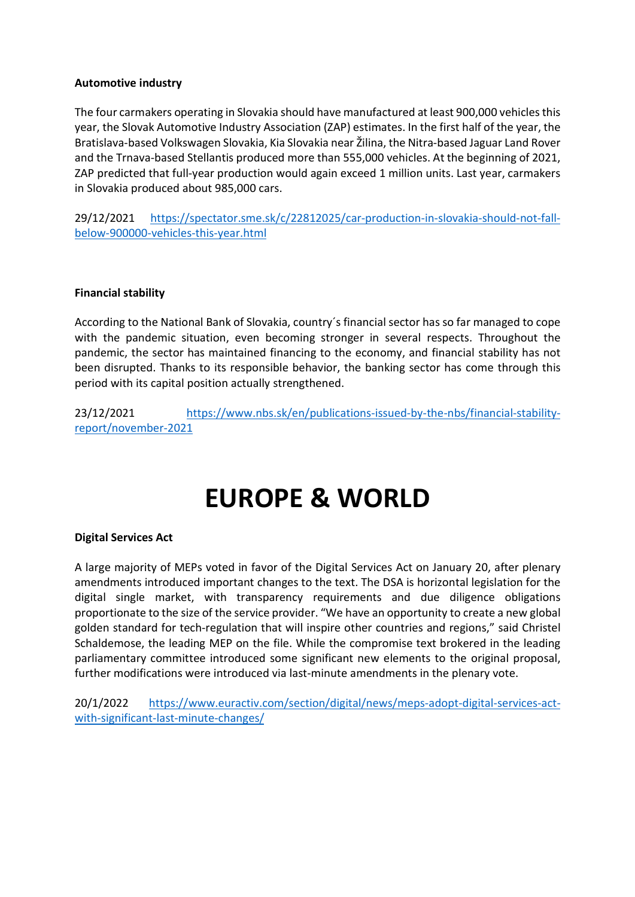**Automotive industry**

The four carmakers operating in Slovakia should have manufactured at least 900,000 vehicles this year, the Slovak Automotive Industry Association (ZAP) estimates. In the first half of the year, the Bratislava-based Volkswagen Slovakia, Kia Slovakia near Žilina, the Nitra-based Jaguar Land Rover and the Trnava-based Stellantis produced more than 555,000 vehicles. At the beginning of 2021, ZAP predicted that full-year production would again exceed 1 million units. Last year, carmakers in Slovakia produced about 985,000 cars.

29/12/2021 https://spectator.sme.sk/c/22812025/car-production-in-slovakia-should-not-fall-below-900000-vehicles-this-year.html

**Financial stability**

According to the National Bank of Slovakia, country´s financial sector has so far managed to cope with the pandemic situation, even becoming stronger in several respects. Throughout the pandemic, the sector has maintained financing to the economy, and financial stability has not been disrupted. Thanks to its responsible behavior, the banking sector has come through this period with its capital position actually strengthened.

23/12/2021 https://www.nbs.sk/en/publications-issued-by-the-nbs/financial-stability-report/november-2021

# EUROPE & WORLD

**Digital Services Act**

A large majority of MEPs voted in favor of the Digital Services Act on January 20, after plenary amendments introduced important changes to the text. The DSA is horizontal legislation for the digital single market, with transparency requirements and due diligence obligations proportionate to the size of the service provider. "We have an opportunity to create a new global golden standard for tech-regulation that will inspire other countries and regions," said Christel Schaldemose, the leading MEP on the file. While the compromise text brokered in the leading parliamentary committee introduced some significant new elements to the original proposal, further modifications were introduced via last-minute amendments in the plenary vote.

20/1/2022 https://www.euractiv.com/section/digital/news/meps-adopt-digital-services-act-with-significant-last-minute-changes/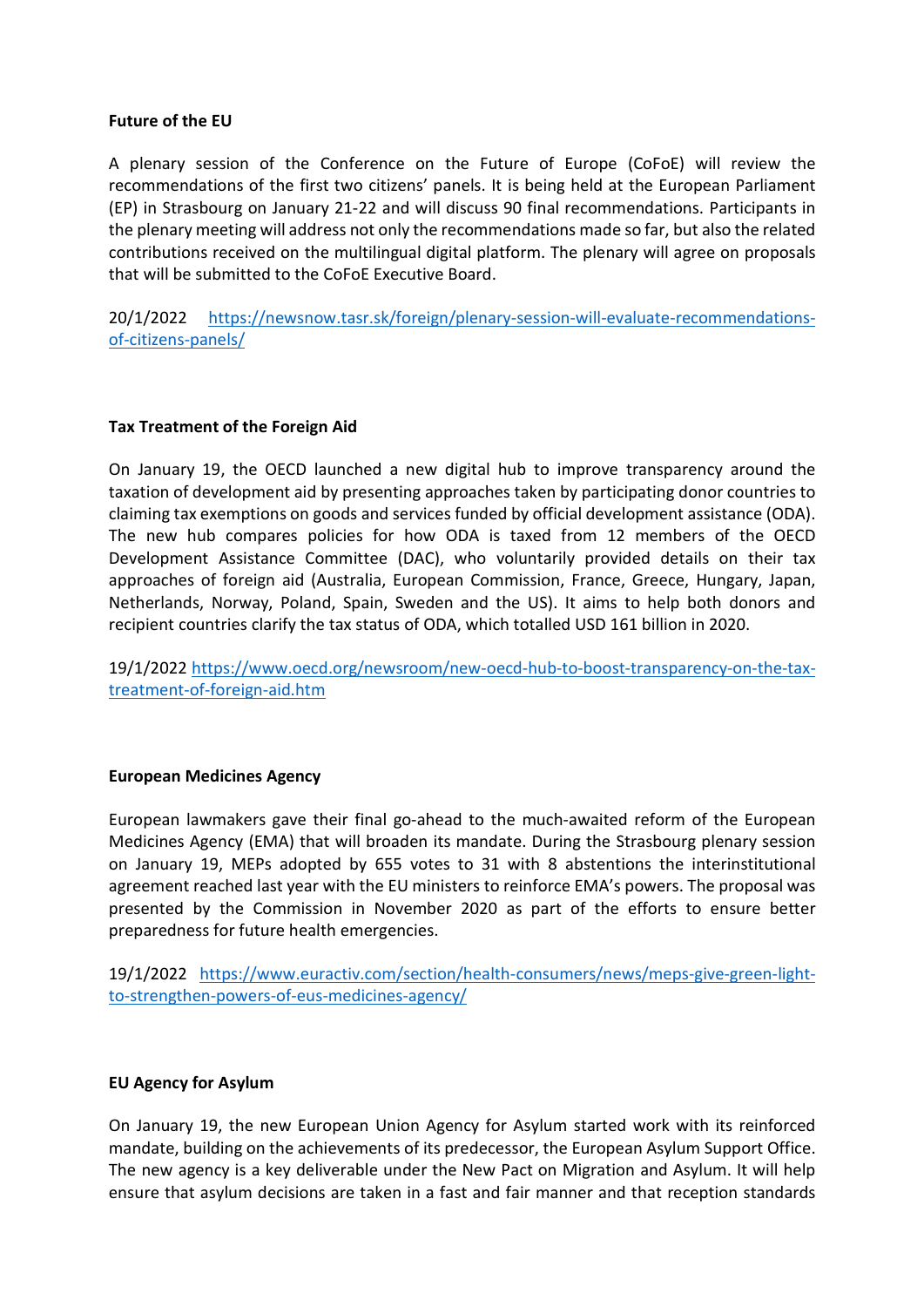**Future of the EU**

A plenary session of the Conference on the Future of Europe (CoFoE) will review the recommendations of the first two citizens' panels. It is being held at the European Parliament (EP) in Strasbourg on January 21-22 and will discuss 90 final recommendations. Participants in the plenary meeting will address not only the recommendations made so far, but also the related contributions received on the multilingual digital platform. The plenary will agree on proposals that will be submitted to the CoFoE Executive Board.

20/1/2022 https://newsnow.tasr.sk/foreign/plenary-session-will-evaluate-recommendations-of-citizens-panels/

**Tax Treatment of the Foreign Aid**

On January 19, the OECD launched a new digital hub to improve transparency around the taxation of development aid by presenting approaches taken by participating donor countries to claiming tax exemptions on goods and services funded by official development assistance (ODA). The new hub compares policies for how ODA is taxed from 12 members of the OECD Development Assistance Committee (DAC), who voluntarily provided details on their tax approaches of foreign aid (Australia, European Commission, France, Greece, Hungary, Japan, Netherlands, Norway, Poland, Spain, Sweden and the US). It aims to help both donors and recipient countries clarify the tax status of ODA, which totalled USD 161 billion in 2020.

19/1/2022 https://www.oecd.org/newsroom/new-oecd-hub-to-boost-transparency-on-the-tax-treatment-of-foreign-aid.htm

**European Medicines Agency**

European lawmakers gave their final go-ahead to the much-awaited reform of the European Medicines Agency (EMA) that will broaden its mandate. During the Strasbourg plenary session on January 19, MEPs adopted by 655 votes to 31 with 8 abstentions the interinstitutional agreement reached last year with the EU ministers to reinforce EMA's powers. The proposal was presented by the Commission in November 2020 as part of the efforts to ensure better preparedness for future health emergencies.

19/1/2022 https://www.euractiv.com/section/health-consumers/news/meps-give-green-light-to-strengthen-powers-of-eus-medicines-agency/

**EU Agency for Asylum**

On January 19, the new European Union Agency for Asylum started work with its reinforced mandate, building on the achievements of its predecessor, the European Asylum Support Office. The new agency is a key deliverable under the New Pact on Migration and Asylum. It will help ensure that asylum decisions are taken in a fast and fair manner and that reception standards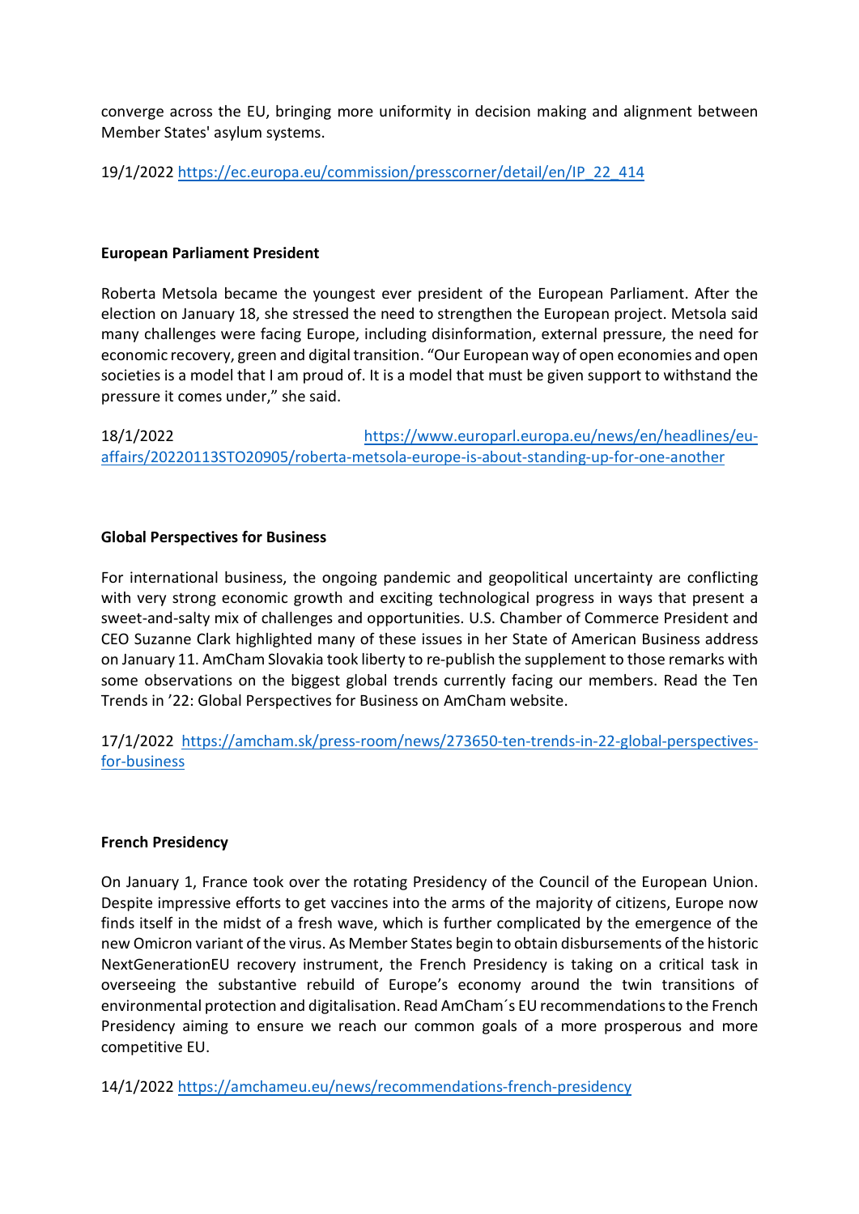converge across the EU, bringing more uniformity in decision making and alignment between Member States' asylum systems.

19/1/2022 https://ec.europa.eu/commission/presscorner/detail/en/IP_22_414

**European Parliament President**

Roberta Metsola became the youngest ever president of the European Parliament. After the election on January 18, she stressed the need to strengthen the European project. Metsola said many challenges were facing Europe, including disinformation, external pressure, the need for economic recovery, green and digital transition. "Our European way of open economies and open societies is a model that I am proud of. It is a model that must be given support to withstand the pressure it comes under," she said.

18/1/2022 https://www.europarl.europa.eu/news/en/headlines/eu-affairs/20220113STO20905/roberta-metsola-europe-is-about-standing-up-for-one-another

**Global Perspectives for Business**

For international business, the ongoing pandemic and geopolitical uncertainty are conflicting with very strong economic growth and exciting technological progress in ways that present a sweet-and-salty mix of challenges and opportunities. U.S. Chamber of Commerce President and CEO Suzanne Clark highlighted many of these issues in her State of American Business address on January 11. AmCham Slovakia took liberty to re-publish the supplement to those remarks with some observations on the biggest global trends currently facing our members. Read the Ten Trends in '22: Global Perspectives for Business on AmCham website.

17/1/2022 https://amcham.sk/press-room/news/273650-ten-trends-in-22-global-perspectives-for-business

**French Presidency**

On January 1, France took over the rotating Presidency of the Council of the European Union. Despite impressive efforts to get vaccines into the arms of the majority of citizens, Europe now finds itself in the midst of a fresh wave, which is further complicated by the emergence of the new Omicron variant of the virus. As Member States begin to obtain disbursements of the historic NextGenerationEU recovery instrument, the French Presidency is taking on a critical task in overseeing the substantive rebuild of Europe's economy around the twin transitions of environmental protection and digitalisation. Read AmCham´s EU recommendations to the French Presidency aiming to ensure we reach our common goals of a more prosperous and more competitive EU.

14/1/2022 https://amchameu.eu/news/recommendations-french-presidency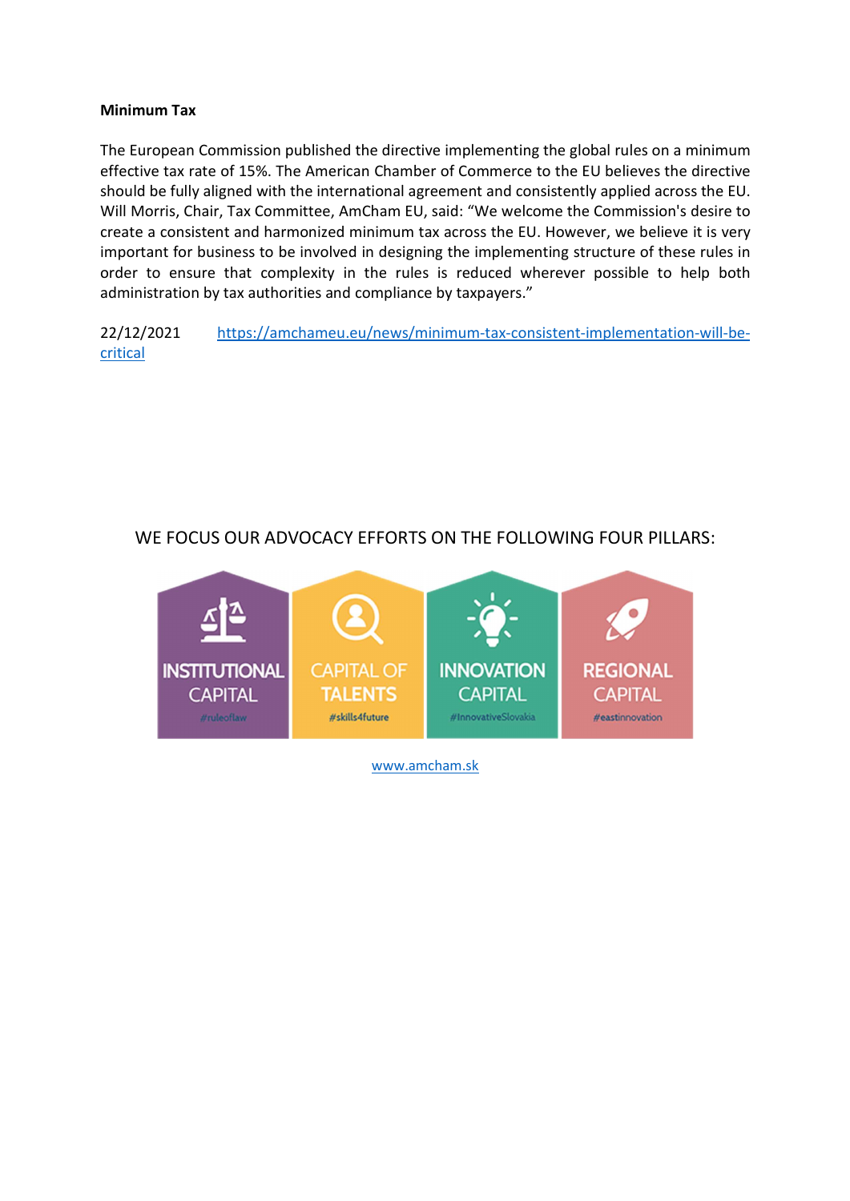**Minimum Tax**

The European Commission published the directive implementing the global rules on a minimum effective tax rate of 15%. The American Chamber of Commerce to the EU believes the directive should be fully aligned with the international agreement and consistently applied across the EU. Will Morris, Chair, Tax Committee, AmCham EU, said: "We welcome the Commission's desire to create a consistent and harmonized minimum tax across the EU. However, we believe it is very important for business to be involved in designing the implementing structure of these rules in order to ensure that complexity in the rules is reduced wherever possible to help both administration by tax authorities and compliance by taxpayers."

22/12/2021 https://amchameu.eu/news/minimum-tax-consistent-implementation-will-be-critical

WE FOCUS OUR ADVOCACY EFFORTS ON THE FOLLOWING FOUR PILLARS:

INSTITUTIONAL CAPITAL #ruleoflaw

CAPITAL OF TALENTS #skills4future

INNOVATION CAPITAL #InnovativeSlovakia

REGIONAL CAPITAL #eastinnovation

www.amcham.sk